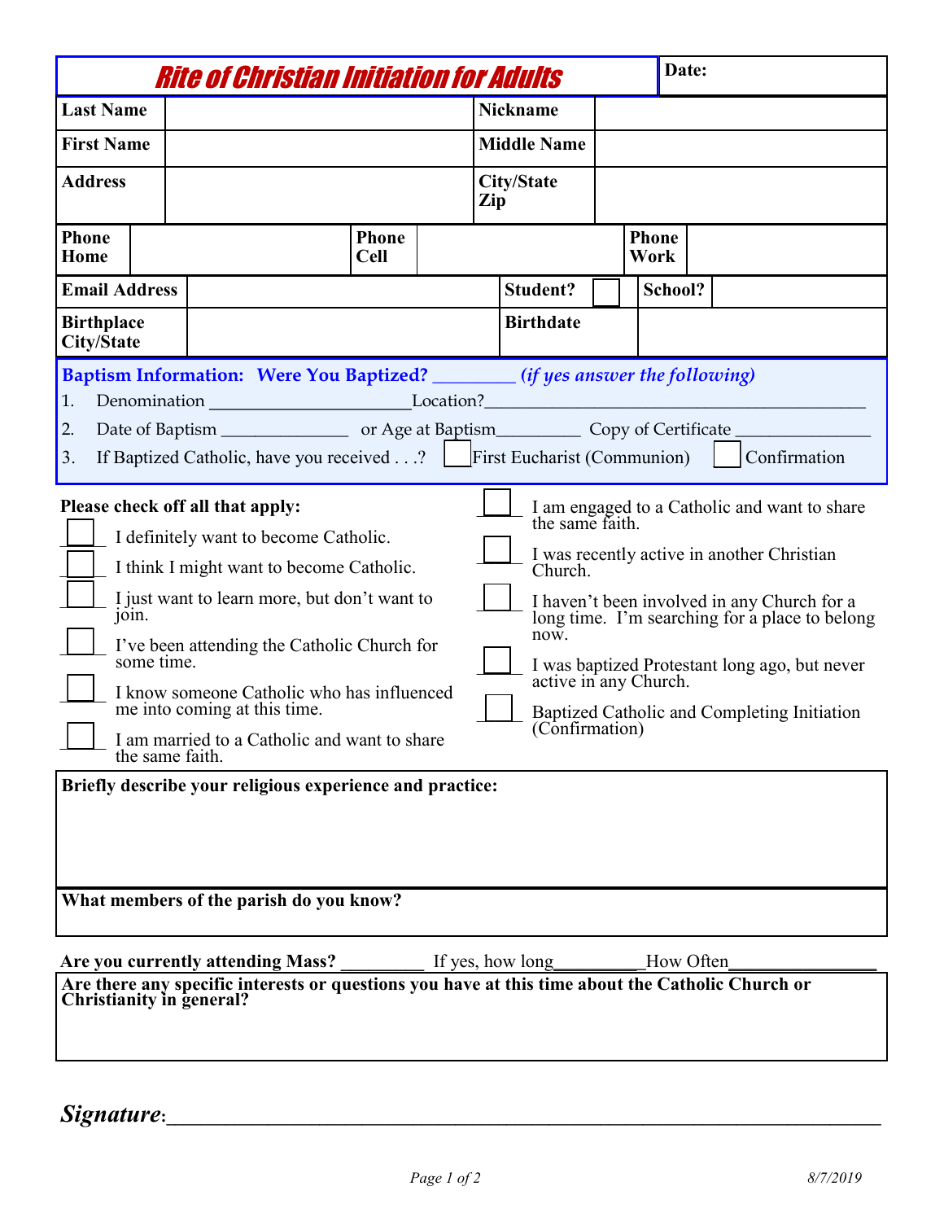# Rite of Christian Initiation for Adults

| | | | |
|---|---|---|---|
| **Date:** | | | |
| **Last Name** | | **Nickname** | |
| **First Name** | | **Middle Name** | |
| **Address** | | **City/State Zip** | |

| | | | | | |
|---|---|---|---|---|---|
| **Phone Home** | | **Phone Cell** | | **Phone Work** | |
| **Email Address** | | **Student?** | ☐ | **School?** | |
| **Birthplace City/State** | | **Birthdate** | | | |

**Baptism Information: Were You Baptized?** ________ *(if yes answer the following)*

1. Denomination ______________________Location?___________________________________________
2. Date of Baptism ______________ or Age at Baptism_________ Copy of Certificate _______________
3. If Baptized Catholic, have you received . . .? ☐ First Eucharist (Communion) ☐ Confirmation

**Please check off all that apply:**

- ☐ I definitely want to become Catholic.
- ☐ I think I might want to become Catholic.
- ☐ I just want to learn more, but don't want to join.
- ☐ I've been attending the Catholic Church for some time.
- ☐ I know someone Catholic who has influenced me into coming at this time.
- ☐ I am married to a Catholic and want to share the same faith.
- ☐ I am engaged to a Catholic and want to share the same faith.
- ☐ I was recently active in another Christian Church.
- ☐ I haven't been involved in any Church for a long time. I'm searching for a place to belong now.
- ☐ I was baptized Protestant long ago, but never active in any Church.
- ☐ Baptized Catholic and Completing Initiation (Confirmation)

**Briefly describe your religious experience and practice:**

**What members of the parish do you know?**

**Are you currently attending Mass?** _________ If yes, how long_________How Often________________

**Are there any specific interests or questions you have at this time about the Catholic Church or Christianity in general?**

***Signature***:_______________________________________________________________

*8/7/2019*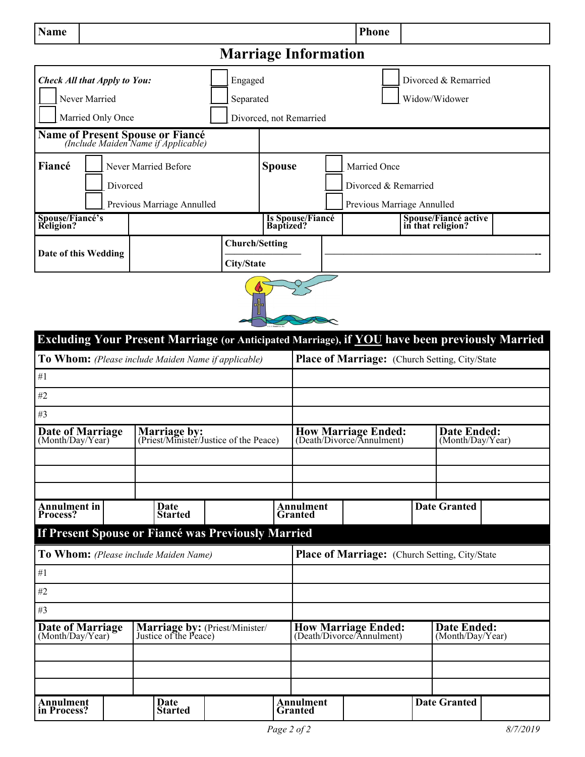| Name | | Phone | |
|---|---|---|---|

# Marriage Information

***Check All that Apply to You:***

- ☐ Never Married
- ☐ Married Only Once
- ☐ Engaged
- ☐ Separated
- ☐ Divorced, not Remarried
- ☐ Divorced & Remarried
- ☐ Widow/Widower

| **Name of Present Spouse or Fiancé** *(Include Maiden Name if Applicable)* | |
|---|---|

| **Fiancé** | **Spouse** |
|---|---|
| ☐ Never Married Before | ☐ Married Once |
| ☐ Divorced | ☐ Divorced & Remarried |
| ☐ Previous Marriage Annulled | ☐ Previous Marriage Annulled |

| **Spouse/Fiancé's Religion?** | | **Is Spouse/Fiancé Baptized?** | | **Spouse/Fiancé active in that religion?** | |
|---|---|---|---|---|---|

| **Date of this Wedding** | | **Church/Setting** | |
|---|---|---|---|
| | | **City/State** | |

## Excluding Your Present Marriage (or Anticipated Marriage), if <u>YOU</u> have been previously Married

| **To Whom:** *(Please include Maiden Name if applicable)* | **Place of Marriage:** (Church Setting, City/State |
|---|---|
| #1 | |
| #2 | |
| #3 | |

| **Date of Marriage** (Month/Day/Year) | **Marriage by:** (Priest/Minister/Justice of the Peace) | **How Marriage Ended:** (Death/Divorce/Annulment) | **Date Ended:** (Month/Day/Year) |
|---|---|---|---|
| | | | |
| | | | |
| | | | |

| **Annulment in Process?** | | **Date Started** | | **Annulment Granted** | | **Date Granted** | |
|---|---|---|---|---|---|---|---|

## If Present Spouse or Fiancé was Previously Married

| **To Whom:** *(Please include Maiden Name)* | **Place of Marriage:** (Church Setting, City/State |
|---|---|
| #1 | |
| #2 | |
| #3 | |

| **Date of Marriage** (Month/Day/Year) | **Marriage by:** (Priest/Minister/Justice of the Peace) | **How Marriage Ended:** (Death/Divorce/Annulment) | **Date Ended:** (Month/Day/Year) |
|---|---|---|---|
| | | | |
| | | | |
| | | | |

| **Annulment in Process?** | | **Date Started** | | **Annulment Granted** | | **Date Granted** | |
|---|---|---|---|---|---|---|---|

8/7/2019